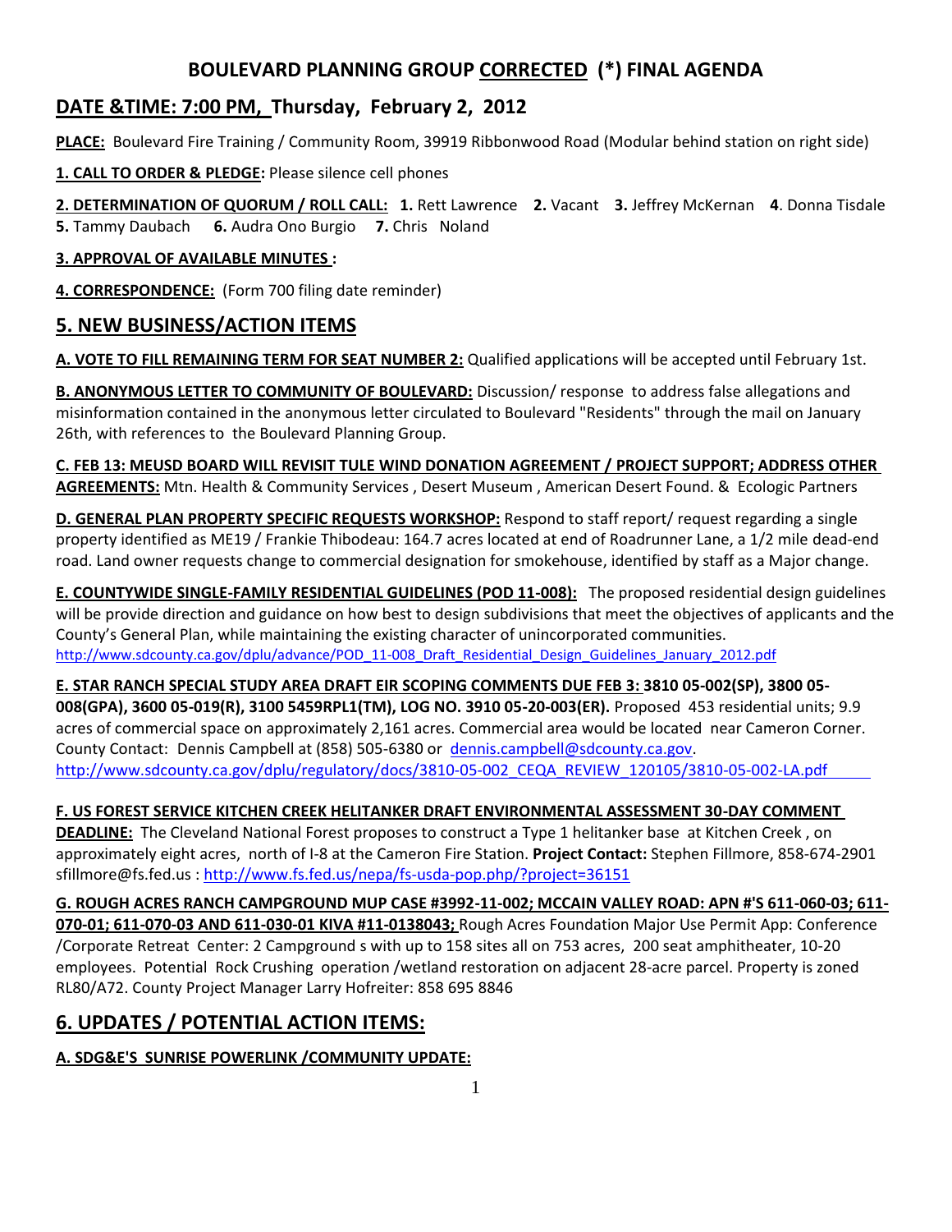# BOULEVARD PLANNING GROUP CORRECTED (*) FINAL AGENDA

## DATE &TIME: 7:00 PM, Thursday, February 2, 2012

**PLACE:** Boulevard Fire Training / Community Room, 39919 Ribbonwood Road (Modular behind station on right side)

**1. CALL TO ORDER & PLEDGE:** Please silence cell phones

**2. DETERMINATION OF QUORUM / ROLL CALL:** **1.** Rett Lawrence **2.** Vacant **3.** Jeffrey McKernan **4**. Donna Tisdale **5.** Tammy Daubach **6.** Audra Ono Burgio **7.** Chris Noland

**3. APPROVAL OF AVAILABLE MINUTES :**

**4. CORRESPONDENCE:** (Form 700 filing date reminder)

## 5. NEW BUSINESS/ACTION ITEMS

**A. VOTE TO FILL REMAINING TERM FOR SEAT NUMBER 2:** Qualified applications will be accepted until February 1st.

**B. ANONYMOUS LETTER TO COMMUNITY OF BOULEVARD:** Discussion/ response to address false allegations and misinformation contained in the anonymous letter circulated to Boulevard "Residents" through the mail on January 26th, with references to the Boulevard Planning Group.

**C. FEB 13: MEUSD BOARD WILL REVISIT TULE WIND DONATION AGREEMENT / PROJECT SUPPORT; ADDRESS OTHER AGREEMENTS:** Mtn. Health & Community Services , Desert Museum , American Desert Found. & Ecologic Partners

**D. GENERAL PLAN PROPERTY SPECIFIC REQUESTS WORKSHOP:** Respond to staff report/ request regarding a single property identified as ME19 / Frankie Thibodeau: 164.7 acres located at end of Roadrunner Lane, a 1/2 mile dead-end road. Land owner requests change to commercial designation for smokehouse, identified by staff as a Major change.

**E. COUNTYWIDE SINGLE-FAMILY RESIDENTIAL GUIDELINES (POD 11-008):** The proposed residential design guidelines will be provide direction and guidance on how best to design subdivisions that meet the objectives of applicants and the County's General Plan, while maintaining the existing character of unincorporated communities. http://www.sdcounty.ca.gov/dplu/advance/POD_11-008_Draft_Residential_Design_Guidelines_January_2012.pdf

**E. STAR RANCH SPECIAL STUDY AREA DRAFT EIR SCOPING COMMENTS DUE FEB 3: 3810 05-002(SP), 3800 05-008(GPA), 3600 05-019(R), 3100 5459RPL1(TM), LOG NO. 3910 05-20-003(ER).** Proposed 453 residential units; 9.9 acres of commercial space on approximately 2,161 acres. Commercial area would be located near Cameron Corner. County Contact: Dennis Campbell at (858) 505-6380 or dennis.campbell@sdcounty.ca.gov. http://www.sdcounty.ca.gov/dplu/regulatory/docs/3810-05-002_CEQA_REVIEW_120105/3810-05-002-LA.pdf

**F. US FOREST SERVICE KITCHEN CREEK HELITANKER DRAFT ENVIRONMENTAL ASSESSMENT 30-DAY COMMENT DEADLINE:** The Cleveland National Forest proposes to construct a Type 1 helitanker base at Kitchen Creek , on approximately eight acres, north of I-8 at the Cameron Fire Station. **Project Contact:** Stephen Fillmore, 858-674-2901 sfillmore@fs.fed.us : http://www.fs.fed.us/nepa/fs-usda-pop.php/?project=36151

**G. ROUGH ACRES RANCH CAMPGROUND MUP CASE #3992-11-002; MCCAIN VALLEY ROAD: APN #'S 611-060-03; 611-070-01; 611-070-03 AND 611-030-01 KIVA #11-0138043;** Rough Acres Foundation Major Use Permit App: Conference /Corporate Retreat Center: 2 Campground s with up to 158 sites all on 753 acres, 200 seat amphitheater, 10-20 employees. Potential Rock Crushing operation /wetland restoration on adjacent 28-acre parcel. Property is zoned RL80/A72. County Project Manager Larry Hofreiter: 858 695 8846

## 6. UPDATES / POTENTIAL ACTION ITEMS:

**A. SDG&E'S SUNRISE POWERLINK /COMMUNITY UPDATE:**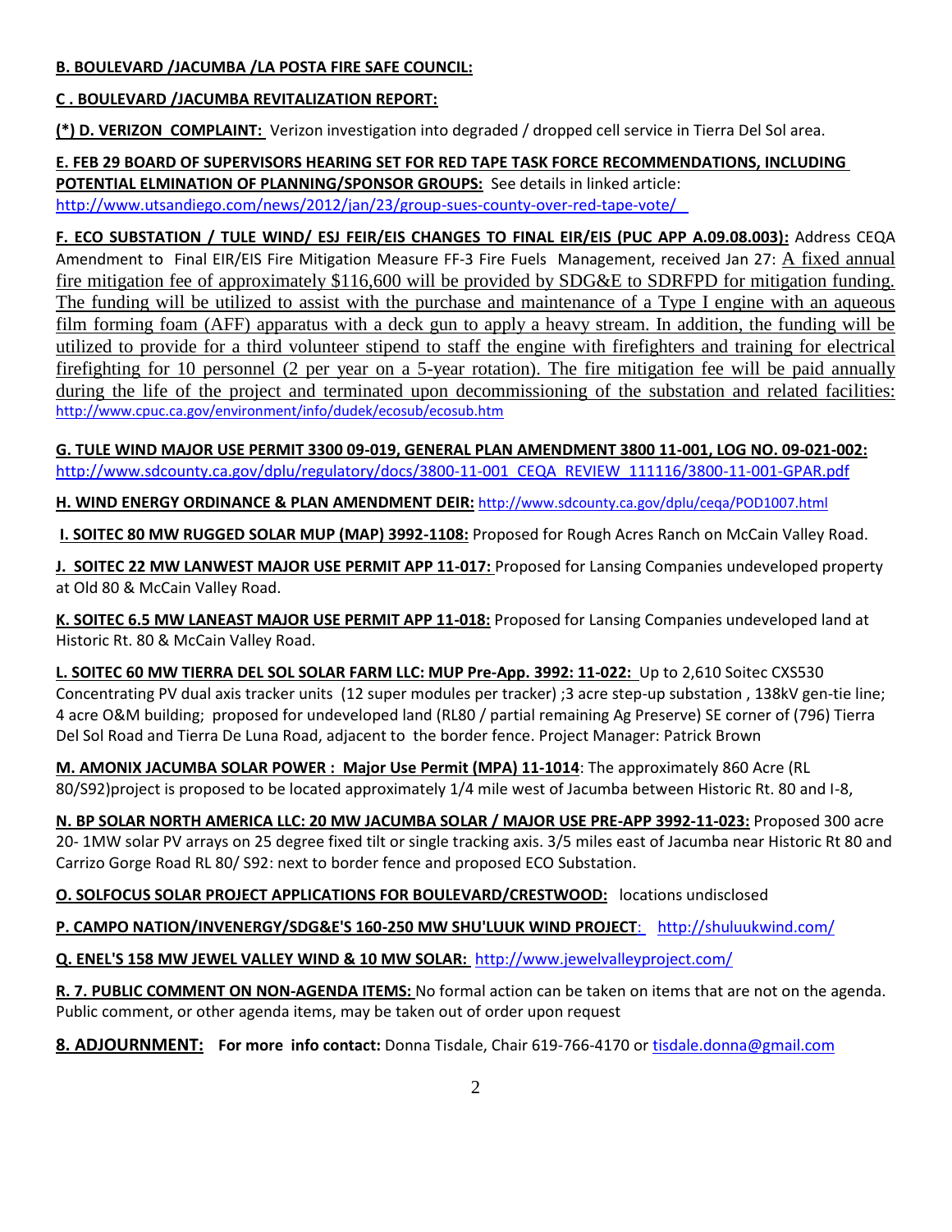**B. BOULEVARD /JACUMBA /LA POSTA FIRE SAFE COUNCIL:**

**C . BOULEVARD /JACUMBA REVITALIZATION REPORT:**

**(*) D. VERIZON COMPLAINT:** Verizon investigation into degraded / dropped cell service in Tierra Del Sol area.

**E. FEB 29 BOARD OF SUPERVISORS HEARING SET FOR RED TAPE TASK FORCE RECOMMENDATIONS, INCLUDING POTENTIAL ELMINATION OF PLANNING/SPONSOR GROUPS:** See details in linked article: http://www.utsandiego.com/news/2012/jan/23/group-sues-county-over-red-tape-vote/

**F. ECO SUBSTATION / TULE WIND/ ESJ FEIR/EIS CHANGES TO FINAL EIR/EIS (PUC APP A.09.08.003):** Address CEQA Amendment to Final EIR/EIS Fire Mitigation Measure FF-3 Fire Fuels Management, received Jan 27: A fixed annual fire mitigation fee of approximately $116,600 will be provided by SDG&E to SDRFPD for mitigation funding. The funding will be utilized to assist with the purchase and maintenance of a Type I engine with an aqueous film forming foam (AFF) apparatus with a deck gun to apply a heavy stream. In addition, the funding will be utilized to provide for a third volunteer stipend to staff the engine with firefighters and training for electrical firefighting for 10 personnel (2 per year on a 5-year rotation). The fire mitigation fee will be paid annually during the life of the project and terminated upon decommissioning of the substation and related facilities: http://www.cpuc.ca.gov/environment/info/dudek/ecosub/ecosub.htm

**G. TULE WIND MAJOR USE PERMIT 3300 09-019, GENERAL PLAN AMENDMENT 3800 11-001, LOG NO. 09-021-002:** http://www.sdcounty.ca.gov/dplu/regulatory/docs/3800-11-001_CEQA_REVIEW_111116/3800-11-001-GPAR.pdf

**H. WIND ENERGY ORDINANCE & PLAN AMENDMENT DEIR:** http://www.sdcounty.ca.gov/dplu/ceqa/POD1007.html

**I. SOITEC 80 MW RUGGED SOLAR MUP (MAP) 3992-1108:** Proposed for Rough Acres Ranch on McCain Valley Road.

**J. SOITEC 22 MW LANWEST MAJOR USE PERMIT APP 11-017:** Proposed for Lansing Companies undeveloped property at Old 80 & McCain Valley Road.

**K. SOITEC 6.5 MW LANEAST MAJOR USE PERMIT APP 11-018:** Proposed for Lansing Companies undeveloped land at Historic Rt. 80 & McCain Valley Road.

**L. SOITEC 60 MW TIERRA DEL SOL SOLAR FARM LLC: MUP Pre-App. 3992: 11-022:** Up to 2,610 Soitec CXS530 Concentrating PV dual axis tracker units (12 super modules per tracker) ;3 acre step-up substation , 138kV gen-tie line; 4 acre O&M building; proposed for undeveloped land (RL80 / partial remaining Ag Preserve) SE corner of (796) Tierra Del Sol Road and Tierra De Luna Road, adjacent to the border fence. Project Manager: Patrick Brown

**M. AMONIX JACUMBA SOLAR POWER : Major Use Permit (MPA) 11-1014**: The approximately 860 Acre (RL 80/S92)project is proposed to be located approximately 1/4 mile west of Jacumba between Historic Rt. 80 and I-8,

**N. BP SOLAR NORTH AMERICA LLC: 20 MW JACUMBA SOLAR / MAJOR USE PRE-APP 3992-11-023:** Proposed 300 acre 20- 1MW solar PV arrays on 25 degree fixed tilt or single tracking axis. 3/5 miles east of Jacumba near Historic Rt 80 and Carrizo Gorge Road RL 80/ S92: next to border fence and proposed ECO Substation.

**O. SOLFOCUS SOLAR PROJECT APPLICATIONS FOR BOULEVARD/CRESTWOOD:** locations undisclosed

**P. CAMPO NATION/INVENERGY/SDG&E'S 160-250 MW SHU'LUUK WIND PROJECT**: http://shuluukwind.com/

**Q. ENEL'S 158 MW JEWEL VALLEY WIND & 10 MW SOLAR:** http://www.jewelvalleyproject.com/

**R. 7. PUBLIC COMMENT ON NON-AGENDA ITEMS:** No formal action can be taken on items that are not on the agenda. Public comment, or other agenda items, may be taken out of order upon request

**8. ADJOURNMENT:** **For more info contact:** Donna Tisdale, Chair 619-766-4170 or tisdale.donna@gmail.com